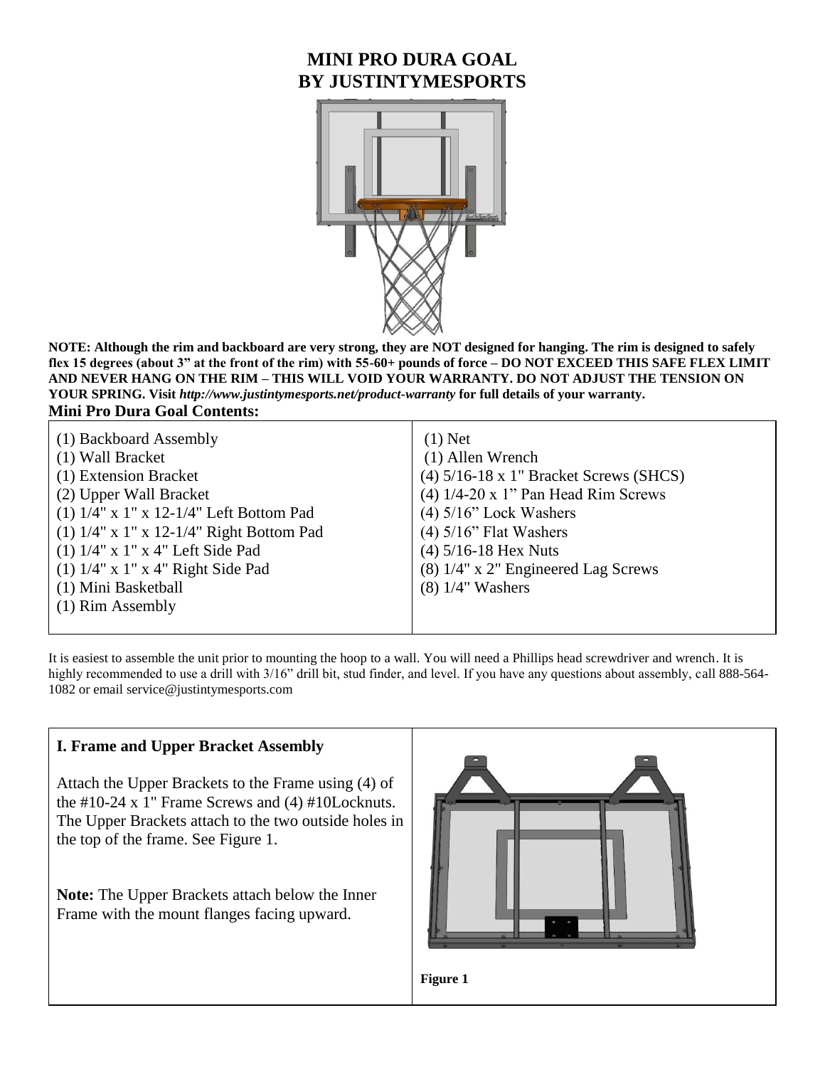# MINI PRO DURA GOAL
# BY JUSTINTYMESPORTS

**NOTE: Although the rim and backboard are very strong, they are NOT designed for hanging. The rim is designed to safely flex 15 degrees (about 3" at the front of the rim) with 55-60+ pounds of force – DO NOT EXCEED THIS SAFE FLEX LIMIT AND NEVER HANG ON THE RIM – THIS WILL VOID YOUR WARRANTY. DO NOT ADJUST THE TENSION ON YOUR SPRING. Visit *http://www.justintymesports.net/product-warranty* for full details of your warranty.**

## Mini Pro Dura Goal Contents:

| | |
|---|---|
| (1) Backboard Assembly | (1) Net |
| (1) Wall Bracket | (1) Allen Wrench |
| (1) Extension Bracket | (4) 5/16-18 x 1" Bracket Screws (SHCS) |
| (2) Upper Wall Bracket | (4) 1/4-20 x 1" Pan Head Rim Screws |
| (1) 1/4" x 1" x 12-1/4" Left Bottom Pad | (4) 5/16" Lock Washers |
| (1) 1/4" x 1" x 12-1/4" Right Bottom Pad | (4) 5/16" Flat Washers |
| (1) 1/4" x 1" x 4" Left Side Pad | (4) 5/16-18 Hex Nuts |
| (1) 1/4" x 1" x 4" Right Side Pad | (8) 1/4" x 2" Engineered Lag Screws |
| (1) Mini Basketball | (8) 1/4" Washers |
| (1) Rim Assembly | |

It is easiest to assemble the unit prior to mounting the hoop to a wall. You will need a Phillips head screwdriver and wrench. It is highly recommended to use a drill with 3/16" drill bit, stud finder, and level. If you have any questions about assembly, call 888-564-1082 or email service@justintymesports.com

## I. Frame and Upper Bracket Assembly

Attach the Upper Brackets to the Frame using (4) of the #10-24 x 1" Frame Screws and (4) #10Locknuts. The Upper Brackets attach to the two outside holes in the top of the frame. See Figure 1.

**Note:** The Upper Brackets attach below the Inner Frame with the mount flanges facing upward.

**Figure 1**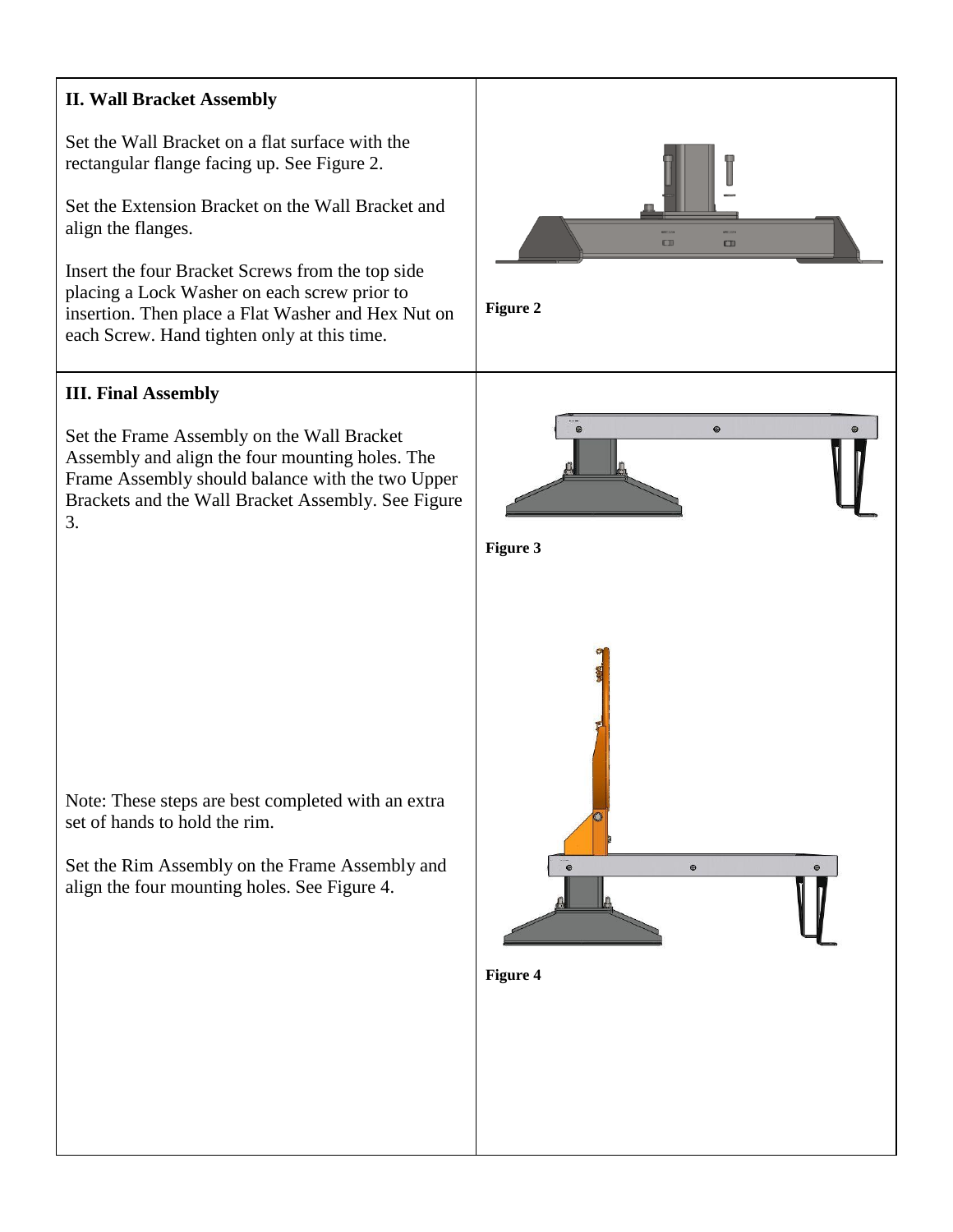## II. Wall Bracket Assembly

Set the Wall Bracket on a flat surface with the rectangular flange facing up. See Figure 2.

Set the Extension Bracket on the Wall Bracket and align the flanges.

Insert the four Bracket Screws from the top side placing a Lock Washer on each screw prior to insertion. Then place a Flat Washer and Hex Nut on each Screw. Hand tighten only at this time.

**Figure 2**

## III. Final Assembly

Set the Frame Assembly on the Wall Bracket Assembly and align the four mounting holes. The Frame Assembly should balance with the two Upper Brackets and the Wall Bracket Assembly. See Figure 3.

**Figure 3**

Note: These steps are best completed with an extra set of hands to hold the rim.

Set the Rim Assembly on the Frame Assembly and align the four mounting holes. See Figure 4.

**Figure 4**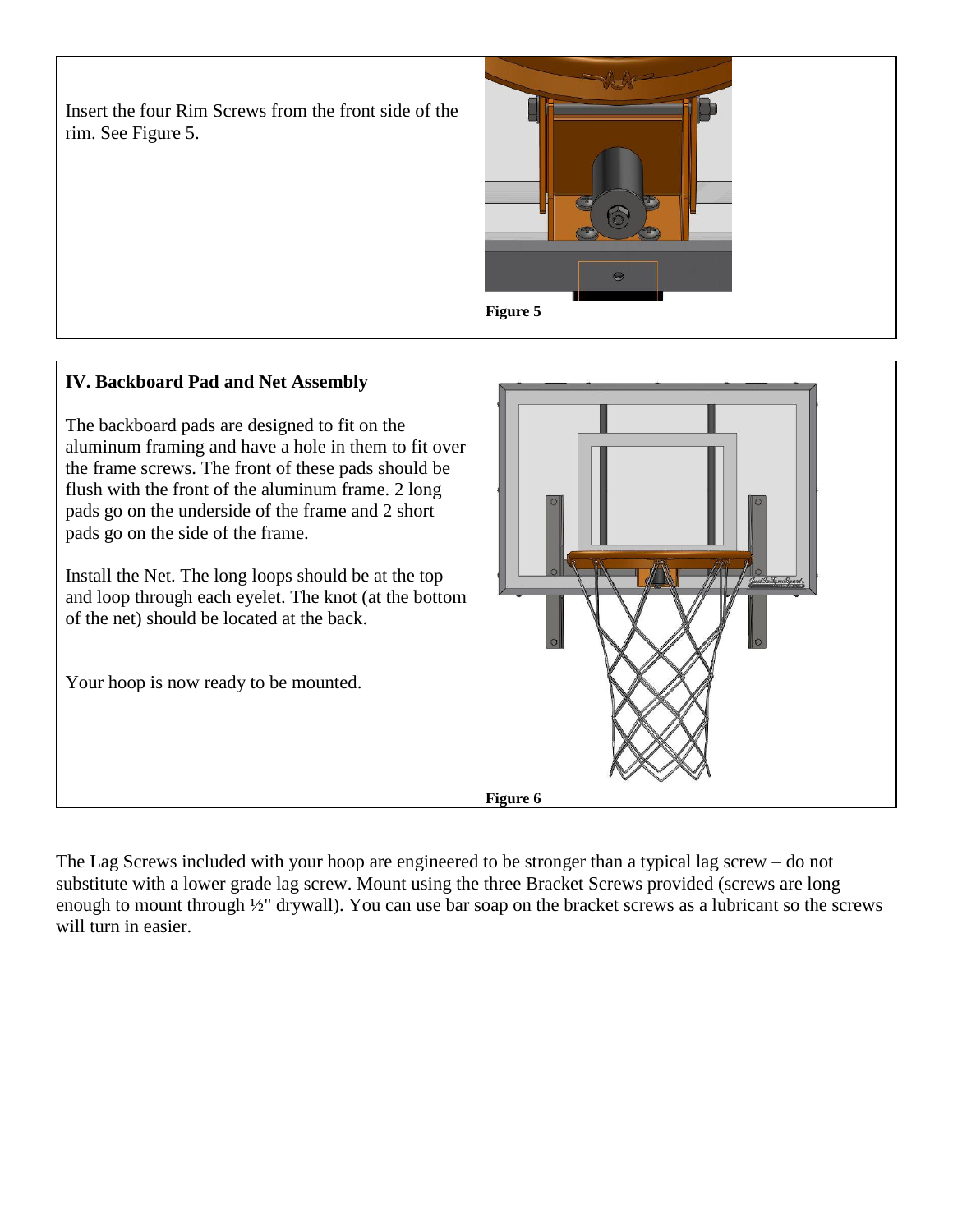Insert the four Rim Screws from the front side of the rim. See Figure 5.

**Figure 5**

## IV. Backboard Pad and Net Assembly

The backboard pads are designed to fit on the aluminum framing and have a hole in them to fit over the frame screws. The front of these pads should be flush with the front of the aluminum frame. 2 long pads go on the underside of the frame and 2 short pads go on the side of the frame.

Install the Net. The long loops should be at the top and loop through each eyelet. The knot (at the bottom of the net) should be located at the back.

Your hoop is now ready to be mounted.

**Figure 6**

The Lag Screws included with your hoop are engineered to be stronger than a typical lag screw – do not substitute with a lower grade lag screw. Mount using the three Bracket Screws provided (screws are long enough to mount through ½" drywall). You can use bar soap on the bracket screws as a lubricant so the screws will turn in easier.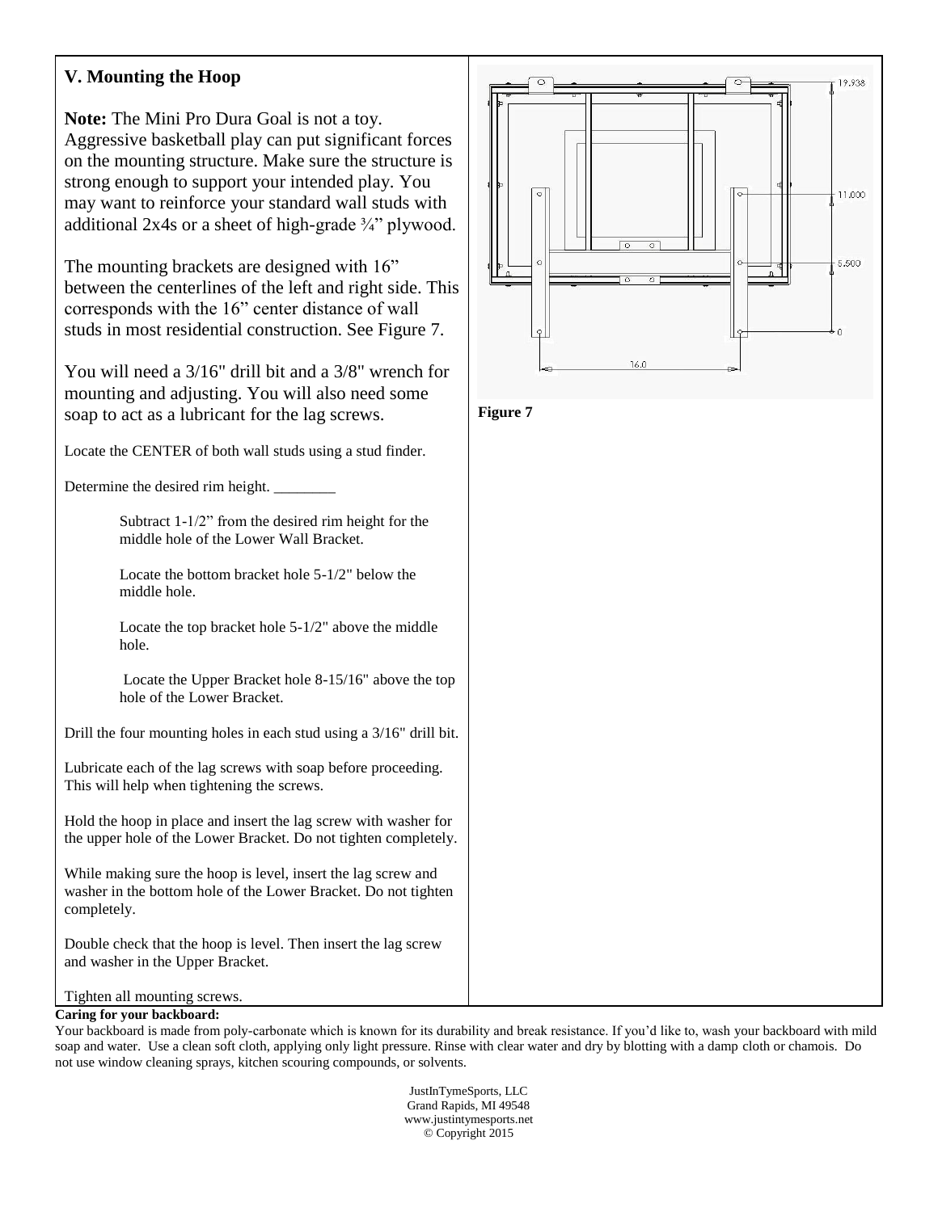## V. Mounting the Hoop

**Note:** The Mini Pro Dura Goal is not a toy. Aggressive basketball play can put significant forces on the mounting structure. Make sure the structure is strong enough to support your intended play. You may want to reinforce your standard wall studs with additional 2x4s or a sheet of high-grade ¾" plywood.

The mounting brackets are designed with 16" between the centerlines of the left and right side. This corresponds with the 16" center distance of wall studs in most residential construction. See Figure 7.

You will need a 3/16" drill bit and a 3/8" wrench for mounting and adjusting. You will also need some soap to act as a lubricant for the lag screws.

Locate the CENTER of both wall studs using a stud finder.

Determine the desired rim height. ________

> Subtract 1-1/2" from the desired rim height for the middle hole of the Lower Wall Bracket.
>
> Locate the bottom bracket hole 5-1/2" below the middle hole.
>
> Locate the top bracket hole 5-1/2" above the middle hole.
>
> Locate the Upper Bracket hole 8-15/16" above the top hole of the Lower Bracket.

Drill the four mounting holes in each stud using a 3/16" drill bit.

Lubricate each of the lag screws with soap before proceeding. This will help when tightening the screws.

Hold the hoop in place and insert the lag screw with washer for the upper hole of the Lower Bracket. Do not tighten completely.

While making sure the hoop is level, insert the lag screw and washer in the bottom hole of the Lower Bracket. Do not tighten completely.

Double check that the hoop is level. Then insert the lag screw and washer in the Upper Bracket.

Tighten all mounting screws.

19.938

11.000

5.500

0

16.0

**Figure 7**

**Caring for your backboard:**

Your backboard is made from poly-carbonate which is known for its durability and break resistance. If you'd like to, wash your backboard with mild soap and water. Use a clean soft cloth, applying only light pressure. Rinse with clear water and dry by blotting with a damp cloth or chamois. Do not use window cleaning sprays, kitchen scouring compounds, or solvents.

JustInTymeSports, LLC
Grand Rapids, MI 49548
www.justintymesports.net
© Copyright 2015